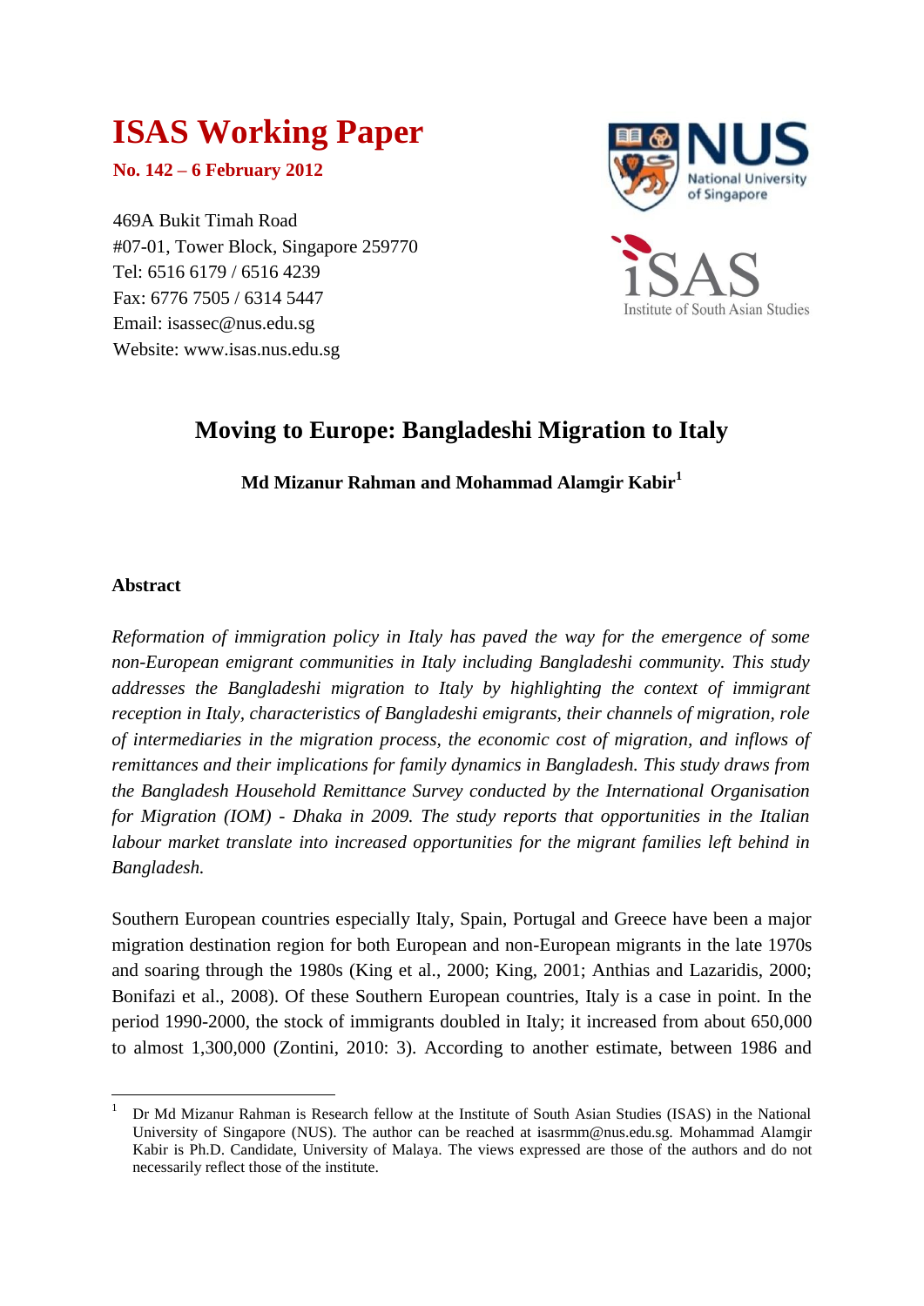# ISAS Working Paper

**No. 142 – 6 February 2012**

469A Bukit Timah Road
#07-01, Tower Block, Singapore 259770
Tel: 6516 6179 / 6516 4239
Fax: 6776 7505 / 6314 5447
Email: isassec@nus.edu.sg
Website: www.isas.nus.edu.sg

NUS National University of Singapore

iSAS Institute of South Asian Studies

## Moving to Europe: Bangladeshi Migration to Italy

**Md Mizanur Rahman and Mohammad Alamgir Kabir**[1]

### Abstract

*Reformation of immigration policy in Italy has paved the way for the emergence of some non-European emigrant communities in Italy including Bangladeshi community. This study addresses the Bangladeshi migration to Italy by highlighting the context of immigrant reception in Italy, characteristics of Bangladeshi emigrants, their channels of migration, role of intermediaries in the migration process, the economic cost of migration, and inflows of remittances and their implications for family dynamics in Bangladesh. This study draws from the Bangladesh Household Remittance Survey conducted by the International Organisation for Migration (IOM) - Dhaka in 2009. The study reports that opportunities in the Italian labour market translate into increased opportunities for the migrant families left behind in Bangladesh.*

Southern European countries especially Italy, Spain, Portugal and Greece have been a major migration destination region for both European and non-European migrants in the late 1970s and soaring through the 1980s (King et al., 2000; King, 2001; Anthias and Lazaridis, 2000; Bonifazi et al., 2008). Of these Southern European countries, Italy is a case in point. In the period 1990-2000, the stock of immigrants doubled in Italy; it increased from about 650,000 to almost 1,300,000 (Zontini, 2010: 3). According to another estimate, between 1986 and

---

[1] Dr Md Mizanur Rahman is Research fellow at the Institute of South Asian Studies (ISAS) in the National University of Singapore (NUS). The author can be reached at isasrmm@nus.edu.sg. Mohammad Alamgir Kabir is Ph.D. Candidate, University of Malaya. The views expressed are those of the authors and do not necessarily reflect those of the institute.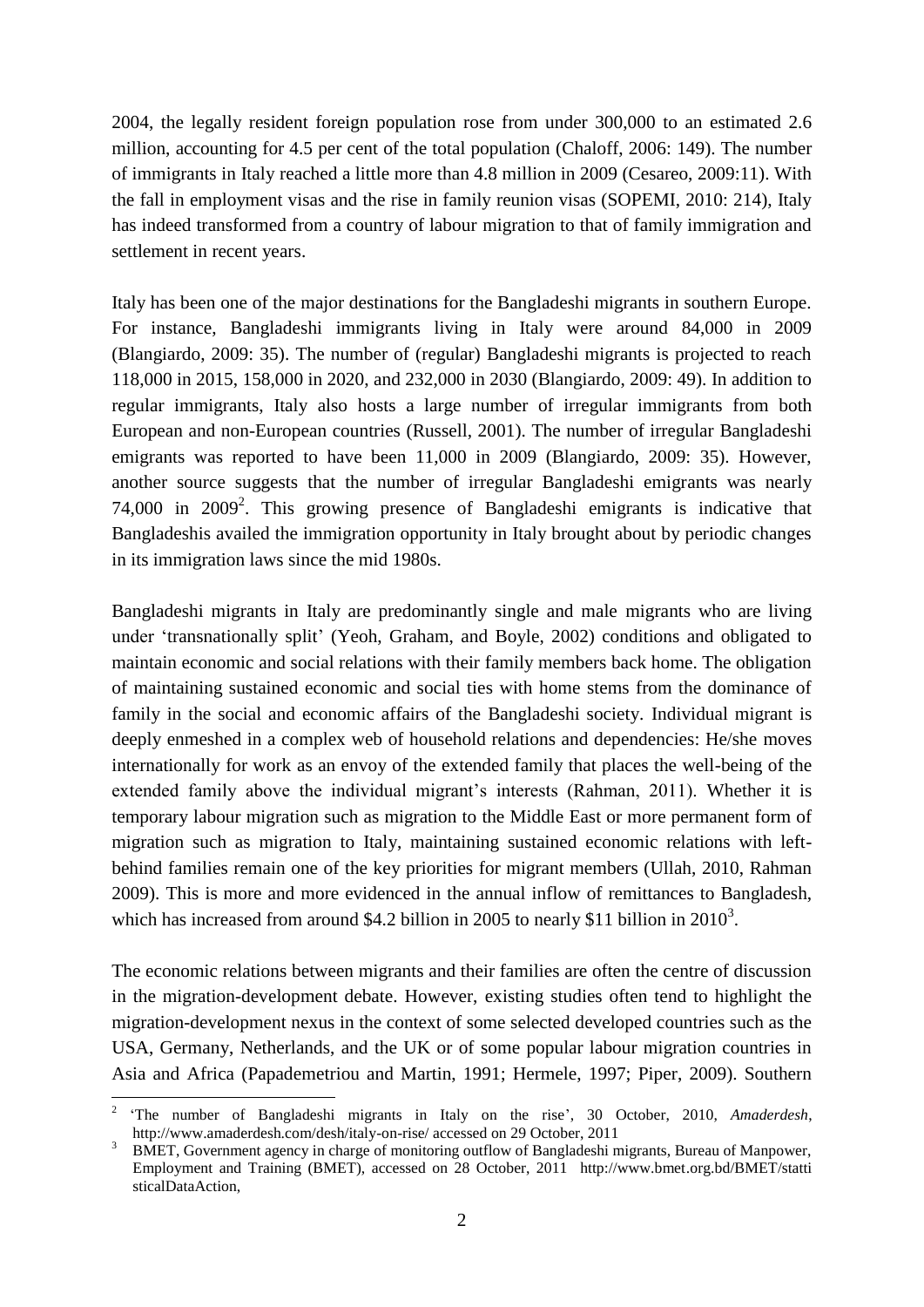2004, the legally resident foreign population rose from under 300,000 to an estimated 2.6 million, accounting for 4.5 per cent of the total population (Chaloff, 2006: 149). The number of immigrants in Italy reached a little more than 4.8 million in 2009 (Cesareo, 2009:11). With the fall in employment visas and the rise in family reunion visas (SOPEMI, 2010: 214), Italy has indeed transformed from a country of labour migration to that of family immigration and settlement in recent years.

Italy has been one of the major destinations for the Bangladeshi migrants in southern Europe. For instance, Bangladeshi immigrants living in Italy were around 84,000 in 2009 (Blangiardo, 2009: 35). The number of (regular) Bangladeshi migrants is projected to reach 118,000 in 2015, 158,000 in 2020, and 232,000 in 2030 (Blangiardo, 2009: 49). In addition to regular immigrants, Italy also hosts a large number of irregular immigrants from both European and non-European countries (Russell, 2001). The number of irregular Bangladeshi emigrants was reported to have been 11,000 in 2009 (Blangiardo, 2009: 35). However, another source suggests that the number of irregular Bangladeshi emigrants was nearly 74,000 in 2009[2]. This growing presence of Bangladeshi emigrants is indicative that Bangladeshis availed the immigration opportunity in Italy brought about by periodic changes in its immigration laws since the mid 1980s.

Bangladeshi migrants in Italy are predominantly single and male migrants who are living under 'transnationally split' (Yeoh, Graham, and Boyle, 2002) conditions and obligated to maintain economic and social relations with their family members back home. The obligation of maintaining sustained economic and social ties with home stems from the dominance of family in the social and economic affairs of the Bangladeshi society. Individual migrant is deeply enmeshed in a complex web of household relations and dependencies: He/she moves internationally for work as an envoy of the extended family that places the well-being of the extended family above the individual migrant's interests (Rahman, 2011). Whether it is temporary labour migration such as migration to the Middle East or more permanent form of migration such as migration to Italy, maintaining sustained economic relations with left-behind families remain one of the key priorities for migrant members (Ullah, 2010, Rahman 2009). This is more and more evidenced in the annual inflow of remittances to Bangladesh, which has increased from around \$4.2 billion in 2005 to nearly \$11 billion in 2010[3].

The economic relations between migrants and their families are often the centre of discussion in the migration-development debate. However, existing studies often tend to highlight the migration-development nexus in the context of some selected developed countries such as the USA, Germany, Netherlands, and the UK or of some popular labour migration countries in Asia and Africa (Papademetriou and Martin, 1991; Hermele, 1997; Piper, 2009). Southern

---

[2] 'The number of Bangladeshi migrants in Italy on the rise', 30 October, 2010, *Amaderdesh*, http://www.amaderdesh.com/desh/italy-on-rise/ accessed on 29 October, 2011

[3] BMET, Government agency in charge of monitoring outflow of Bangladeshi migrants, Bureau of Manpower, Employment and Training (BMET), accessed on 28 October, 2011 http://www.bmet.org.bd/BMET/statti sticalDataAction,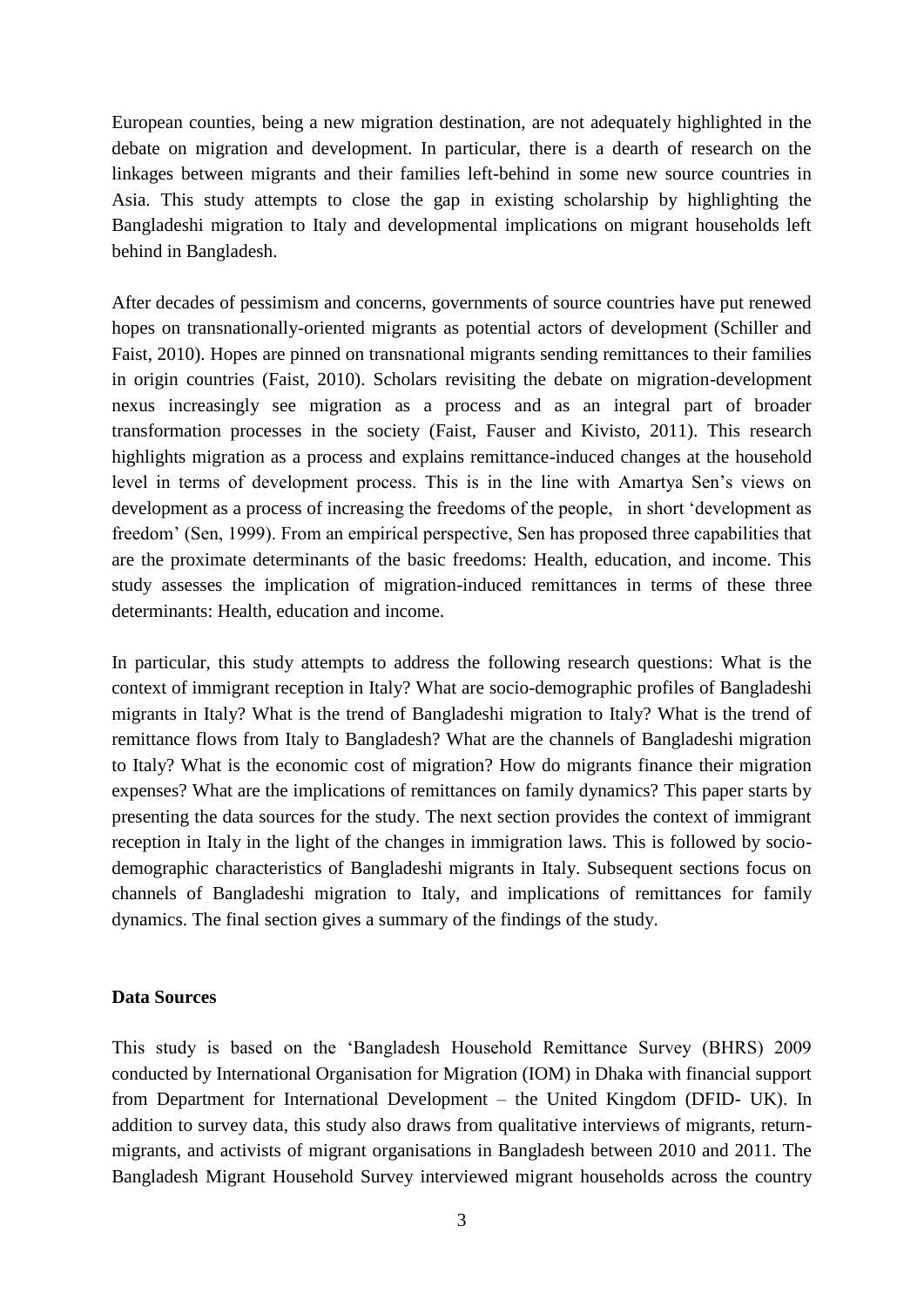European counties, being a new migration destination, are not adequately highlighted in the debate on migration and development. In particular, there is a dearth of research on the linkages between migrants and their families left-behind in some new source countries in Asia. This study attempts to close the gap in existing scholarship by highlighting the Bangladeshi migration to Italy and developmental implications on migrant households left behind in Bangladesh.

After decades of pessimism and concerns, governments of source countries have put renewed hopes on transnationally-oriented migrants as potential actors of development (Schiller and Faist, 2010). Hopes are pinned on transnational migrants sending remittances to their families in origin countries (Faist, 2010). Scholars revisiting the debate on migration-development nexus increasingly see migration as a process and as an integral part of broader transformation processes in the society (Faist, Fauser and Kivisto, 2011). This research highlights migration as a process and explains remittance-induced changes at the household level in terms of development process. This is in the line with Amartya Sen's views on development as a process of increasing the freedoms of the people, in short 'development as freedom' (Sen, 1999). From an empirical perspective, Sen has proposed three capabilities that are the proximate determinants of the basic freedoms: Health, education, and income. This study assesses the implication of migration-induced remittances in terms of these three determinants: Health, education and income.

In particular, this study attempts to address the following research questions: What is the context of immigrant reception in Italy? What are socio-demographic profiles of Bangladeshi migrants in Italy? What is the trend of Bangladeshi migration to Italy? What is the trend of remittance flows from Italy to Bangladesh? What are the channels of Bangladeshi migration to Italy? What is the economic cost of migration? How do migrants finance their migration expenses? What are the implications of remittances on family dynamics? This paper starts by presenting the data sources for the study. The next section provides the context of immigrant reception in Italy in the light of the changes in immigration laws. This is followed by socio-demographic characteristics of Bangladeshi migrants in Italy. Subsequent sections focus on channels of Bangladeshi migration to Italy, and implications of remittances for family dynamics. The final section gives a summary of the findings of the study.

## Data Sources

This study is based on the 'Bangladesh Household Remittance Survey (BHRS) 2009 conducted by International Organisation for Migration (IOM) in Dhaka with financial support from Department for International Development – the United Kingdom (DFID- UK). In addition to survey data, this study also draws from qualitative interviews of migrants, return-migrants, and activists of migrant organisations in Bangladesh between 2010 and 2011. The Bangladesh Migrant Household Survey interviewed migrant households across the country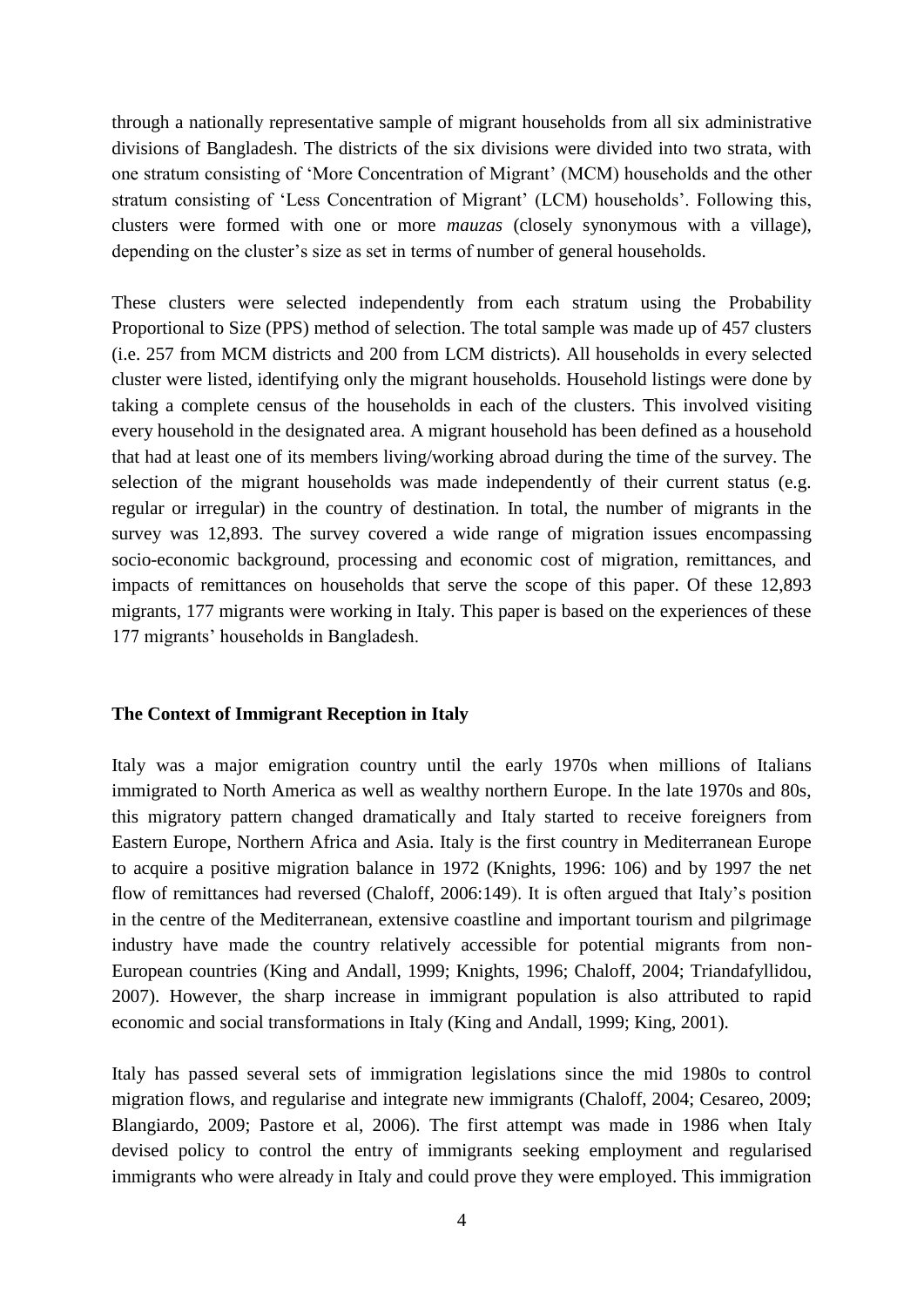through a nationally representative sample of migrant households from all six administrative divisions of Bangladesh. The districts of the six divisions were divided into two strata, with one stratum consisting of 'More Concentration of Migrant' (MCM) households and the other stratum consisting of 'Less Concentration of Migrant' (LCM) households'. Following this, clusters were formed with one or more *mauzas* (closely synonymous with a village), depending on the cluster's size as set in terms of number of general households.

These clusters were selected independently from each stratum using the Probability Proportional to Size (PPS) method of selection. The total sample was made up of 457 clusters (i.e. 257 from MCM districts and 200 from LCM districts). All households in every selected cluster were listed, identifying only the migrant households. Household listings were done by taking a complete census of the households in each of the clusters. This involved visiting every household in the designated area. A migrant household has been defined as a household that had at least one of its members living/working abroad during the time of the survey. The selection of the migrant households was made independently of their current status (e.g. regular or irregular) in the country of destination. In total, the number of migrants in the survey was 12,893. The survey covered a wide range of migration issues encompassing socio-economic background, processing and economic cost of migration, remittances, and impacts of remittances on households that serve the scope of this paper. Of these 12,893 migrants, 177 migrants were working in Italy. This paper is based on the experiences of these 177 migrants' households in Bangladesh.

**The Context of Immigrant Reception in Italy**

Italy was a major emigration country until the early 1970s when millions of Italians immigrated to North America as well as wealthy northern Europe. In the late 1970s and 80s, this migratory pattern changed dramatically and Italy started to receive foreigners from Eastern Europe, Northern Africa and Asia. Italy is the first country in Mediterranean Europe to acquire a positive migration balance in 1972 (Knights, 1996: 106) and by 1997 the net flow of remittances had reversed (Chaloff, 2006:149). It is often argued that Italy's position in the centre of the Mediterranean, extensive coastline and important tourism and pilgrimage industry have made the country relatively accessible for potential migrants from non-European countries (King and Andall, 1999; Knights, 1996; Chaloff, 2004; Triandafyllidou, 2007). However, the sharp increase in immigrant population is also attributed to rapid economic and social transformations in Italy (King and Andall, 1999; King, 2001).

Italy has passed several sets of immigration legislations since the mid 1980s to control migration flows, and regularise and integrate new immigrants (Chaloff, 2004; Cesareo, 2009; Blangiardo, 2009; Pastore et al, 2006). The first attempt was made in 1986 when Italy devised policy to control the entry of immigrants seeking employment and regularised immigrants who were already in Italy and could prove they were employed. This immigration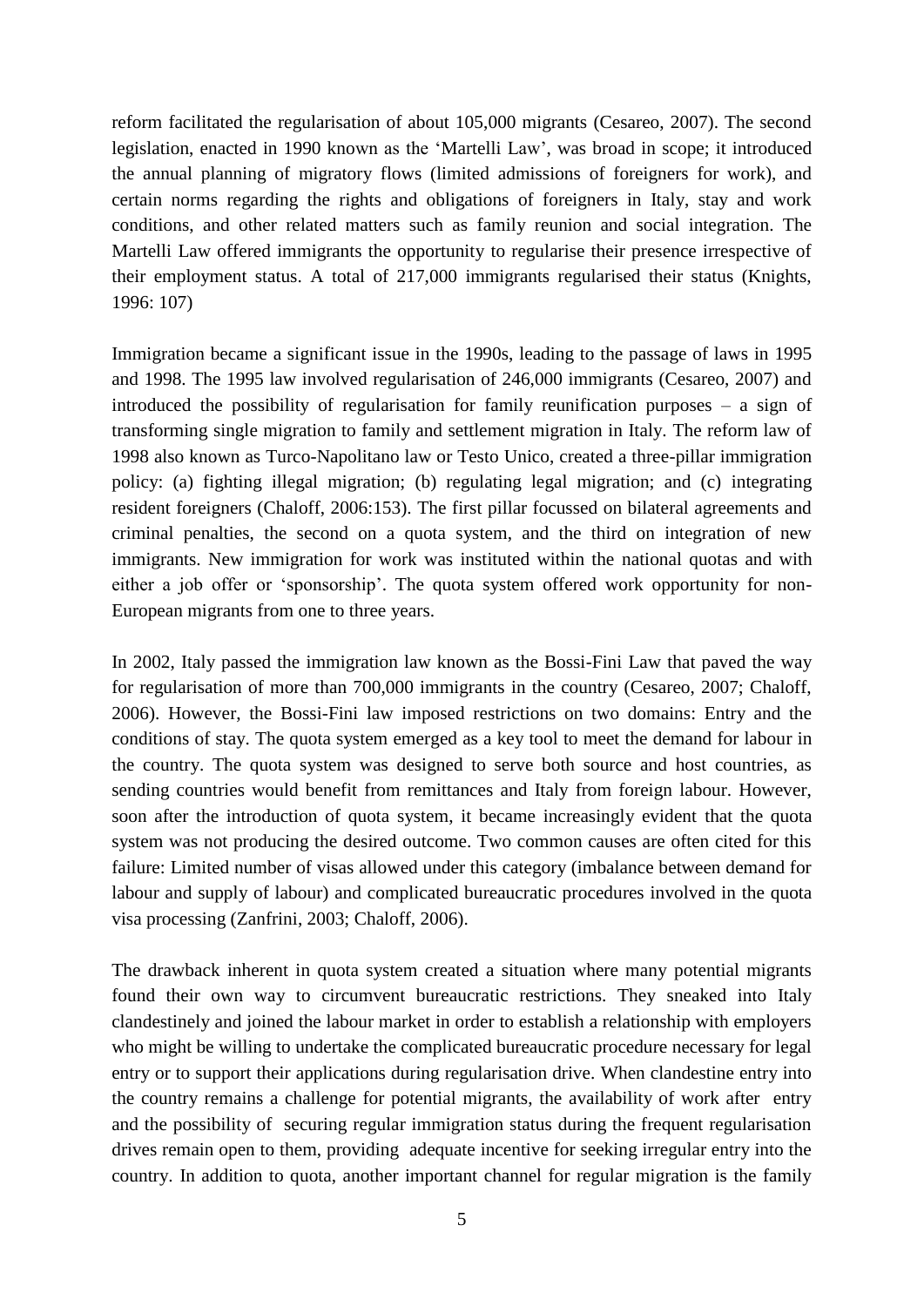reform facilitated the regularisation of about 105,000 migrants (Cesareo, 2007). The second legislation, enacted in 1990 known as the 'Martelli Law', was broad in scope; it introduced the annual planning of migratory flows (limited admissions of foreigners for work), and certain norms regarding the rights and obligations of foreigners in Italy, stay and work conditions, and other related matters such as family reunion and social integration. The Martelli Law offered immigrants the opportunity to regularise their presence irrespective of their employment status. A total of 217,000 immigrants regularised their status (Knights, 1996: 107)

Immigration became a significant issue in the 1990s, leading to the passage of laws in 1995 and 1998. The 1995 law involved regularisation of 246,000 immigrants (Cesareo, 2007) and introduced the possibility of regularisation for family reunification purposes – a sign of transforming single migration to family and settlement migration in Italy. The reform law of 1998 also known as Turco-Napolitano law or Testo Unico, created a three-pillar immigration policy: (a) fighting illegal migration; (b) regulating legal migration; and (c) integrating resident foreigners (Chaloff, 2006:153). The first pillar focussed on bilateral agreements and criminal penalties, the second on a quota system, and the third on integration of new immigrants. New immigration for work was instituted within the national quotas and with either a job offer or 'sponsorship'. The quota system offered work opportunity for non-European migrants from one to three years.

In 2002, Italy passed the immigration law known as the Bossi-Fini Law that paved the way for regularisation of more than 700,000 immigrants in the country (Cesareo, 2007; Chaloff, 2006). However, the Bossi-Fini law imposed restrictions on two domains: Entry and the conditions of stay. The quota system emerged as a key tool to meet the demand for labour in the country. The quota system was designed to serve both source and host countries, as sending countries would benefit from remittances and Italy from foreign labour. However, soon after the introduction of quota system, it became increasingly evident that the quota system was not producing the desired outcome. Two common causes are often cited for this failure: Limited number of visas allowed under this category (imbalance between demand for labour and supply of labour) and complicated bureaucratic procedures involved in the quota visa processing (Zanfrini, 2003; Chaloff, 2006).

The drawback inherent in quota system created a situation where many potential migrants found their own way to circumvent bureaucratic restrictions. They sneaked into Italy clandestinely and joined the labour market in order to establish a relationship with employers who might be willing to undertake the complicated bureaucratic procedure necessary for legal entry or to support their applications during regularisation drive. When clandestine entry into the country remains a challenge for potential migrants, the availability of work after entry and the possibility of securing regular immigration status during the frequent regularisation drives remain open to them, providing adequate incentive for seeking irregular entry into the country. In addition to quota, another important channel for regular migration is the family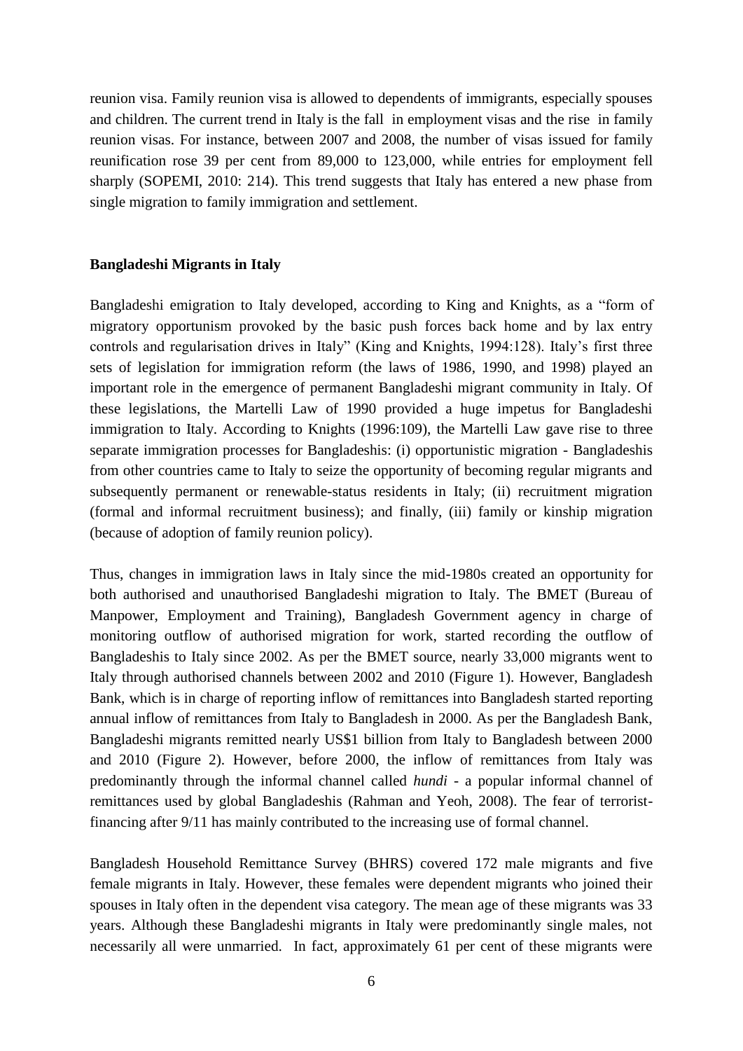reunion visa. Family reunion visa is allowed to dependents of immigrants, especially spouses and children. The current trend in Italy is the fall in employment visas and the rise in family reunion visas. For instance, between 2007 and 2008, the number of visas issued for family reunification rose 39 per cent from 89,000 to 123,000, while entries for employment fell sharply (SOPEMI, 2010: 214). This trend suggests that Italy has entered a new phase from single migration to family immigration and settlement.

**Bangladeshi Migrants in Italy**

Bangladeshi emigration to Italy developed, according to King and Knights, as a "form of migratory opportunism provoked by the basic push forces back home and by lax entry controls and regularisation drives in Italy" (King and Knights, 1994:128). Italy's first three sets of legislation for immigration reform (the laws of 1986, 1990, and 1998) played an important role in the emergence of permanent Bangladeshi migrant community in Italy. Of these legislations, the Martelli Law of 1990 provided a huge impetus for Bangladeshi immigration to Italy. According to Knights (1996:109), the Martelli Law gave rise to three separate immigration processes for Bangladeshis: (i) opportunistic migration - Bangladeshis from other countries came to Italy to seize the opportunity of becoming regular migrants and subsequently permanent or renewable-status residents in Italy; (ii) recruitment migration (formal and informal recruitment business); and finally, (iii) family or kinship migration (because of adoption of family reunion policy).

Thus, changes in immigration laws in Italy since the mid-1980s created an opportunity for both authorised and unauthorised Bangladeshi migration to Italy. The BMET (Bureau of Manpower, Employment and Training), Bangladesh Government agency in charge of monitoring outflow of authorised migration for work, started recording the outflow of Bangladeshis to Italy since 2002. As per the BMET source, nearly 33,000 migrants went to Italy through authorised channels between 2002 and 2010 (Figure 1). However, Bangladesh Bank, which is in charge of reporting inflow of remittances into Bangladesh started reporting annual inflow of remittances from Italy to Bangladesh in 2000. As per the Bangladesh Bank, Bangladeshi migrants remitted nearly US$1 billion from Italy to Bangladesh between 2000 and 2010 (Figure 2). However, before 2000, the inflow of remittances from Italy was predominantly through the informal channel called *hundi* - a popular informal channel of remittances used by global Bangladeshis (Rahman and Yeoh, 2008). The fear of terrorist-financing after 9/11 has mainly contributed to the increasing use of formal channel.

Bangladesh Household Remittance Survey (BHRS) covered 172 male migrants and five female migrants in Italy. However, these females were dependent migrants who joined their spouses in Italy often in the dependent visa category. The mean age of these migrants was 33 years. Although these Bangladeshi migrants in Italy were predominantly single males, not necessarily all were unmarried. In fact, approximately 61 per cent of these migrants were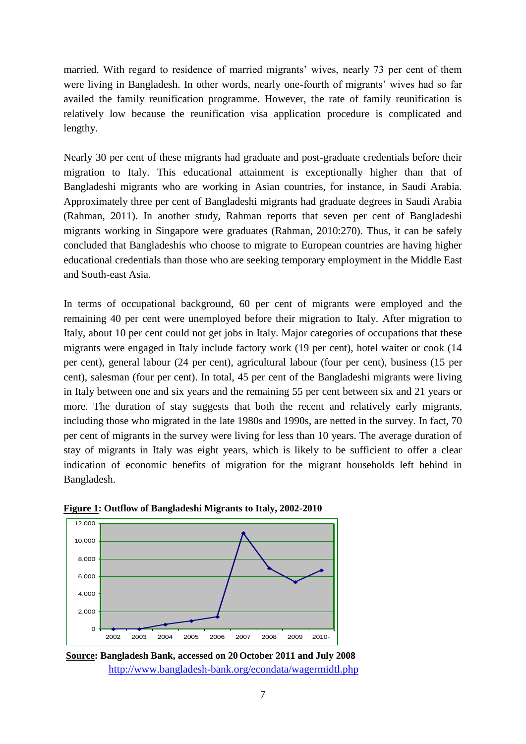married. With regard to residence of married migrants' wives, nearly 73 per cent of them were living in Bangladesh. In other words, nearly one-fourth of migrants' wives had so far availed the family reunification programme. However, the rate of family reunification is relatively low because the reunification visa application procedure is complicated and lengthy.

Nearly 30 per cent of these migrants had graduate and post-graduate credentials before their migration to Italy. This educational attainment is exceptionally higher than that of Bangladeshi migrants who are working in Asian countries, for instance, in Saudi Arabia. Approximately three per cent of Bangladeshi migrants had graduate degrees in Saudi Arabia (Rahman, 2011). In another study, Rahman reports that seven per cent of Bangladeshi migrants working in Singapore were graduates (Rahman, 2010:270). Thus, it can be safely concluded that Bangladeshis who choose to migrate to European countries are having higher educational credentials than those who are seeking temporary employment in the Middle East and South-east Asia.

In terms of occupational background, 60 per cent of migrants were employed and the remaining 40 per cent were unemployed before their migration to Italy. After migration to Italy, about 10 per cent could not get jobs in Italy. Major categories of occupations that these migrants were engaged in Italy include factory work (19 per cent), hotel waiter or cook (14 per cent), general labour (24 per cent), agricultural labour (four per cent), business (15 per cent), salesman (four per cent). In total, 45 per cent of the Bangladeshi migrants were living in Italy between one and six years and the remaining 55 per cent between six and 21 years or more. The duration of stay suggests that both the recent and relatively early migrants, including those who migrated in the late 1980s and 1990s, are netted in the survey. In fact, 70 per cent of migrants in the survey were living for less than 10 years. The average duration of stay of migrants in Italy was eight years, which is likely to be sufficient to offer a clear indication of economic benefits of migration for the migrant households left behind in Bangladesh.

**Figure 1: Outflow of Bangladeshi Migrants to Italy, 2002-2010**

**Source: Bangladesh Bank, accessed on 20 October 2011 and July 2008**
http://www.bangladesh-bank.org/econdata/wagermidtl.php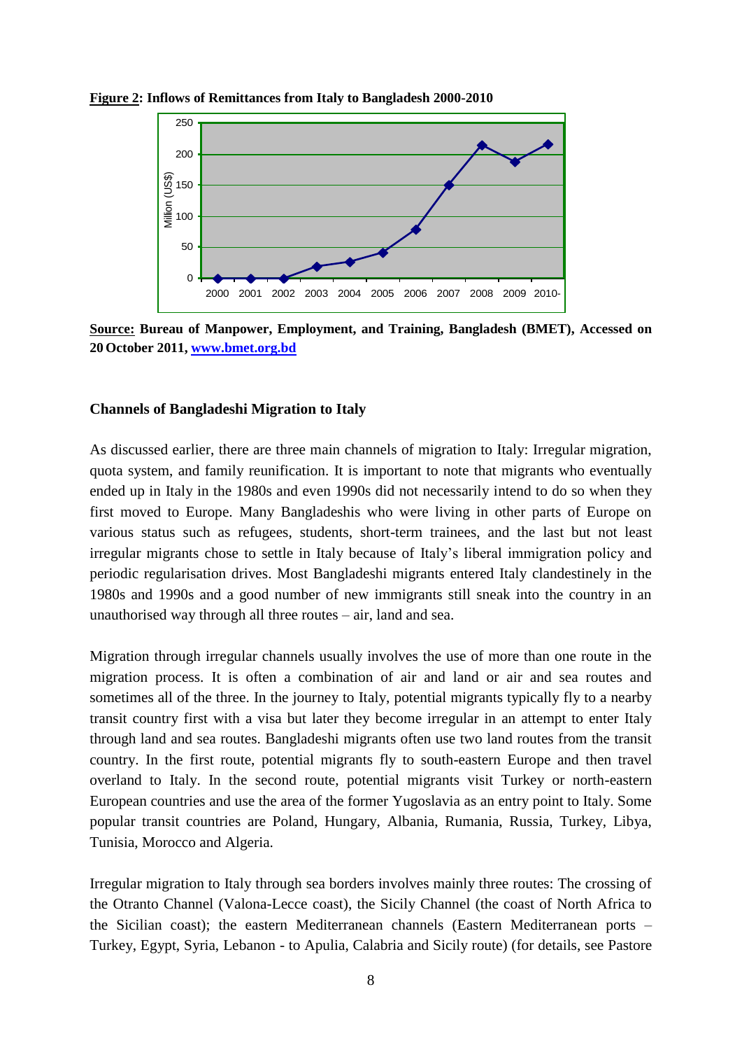**Figure 2: Inflows of Remittances from Italy to Bangladesh 2000-2010**

**Source: Bureau of Manpower, Employment, and Training, Bangladesh (BMET), Accessed on 20 October 2011, www.bmet.org.bd**

### Channels of Bangladeshi Migration to Italy

As discussed earlier, there are three main channels of migration to Italy: Irregular migration, quota system, and family reunification. It is important to note that migrants who eventually ended up in Italy in the 1980s and even 1990s did not necessarily intend to do so when they first moved to Europe. Many Bangladeshis who were living in other parts of Europe on various status such as refugees, students, short-term trainees, and the last but not least irregular migrants chose to settle in Italy because of Italy's liberal immigration policy and periodic regularisation drives. Most Bangladeshi migrants entered Italy clandestinely in the 1980s and 1990s and a good number of new immigrants still sneak into the country in an unauthorised way through all three routes – air, land and sea.

Migration through irregular channels usually involves the use of more than one route in the migration process. It is often a combination of air and land or air and sea routes and sometimes all of the three. In the journey to Italy, potential migrants typically fly to a nearby transit country first with a visa but later they become irregular in an attempt to enter Italy through land and sea routes. Bangladeshi migrants often use two land routes from the transit country. In the first route, potential migrants fly to south-eastern Europe and then travel overland to Italy. In the second route, potential migrants visit Turkey or north-eastern European countries and use the area of the former Yugoslavia as an entry point to Italy. Some popular transit countries are Poland, Hungary, Albania, Rumania, Russia, Turkey, Libya, Tunisia, Morocco and Algeria.

Irregular migration to Italy through sea borders involves mainly three routes: The crossing of the Otranto Channel (Valona-Lecce coast), the Sicily Channel (the coast of North Africa to the Sicilian coast); the eastern Mediterranean channels (Eastern Mediterranean ports – Turkey, Egypt, Syria, Lebanon - to Apulia, Calabria and Sicily route) (for details, see Pastore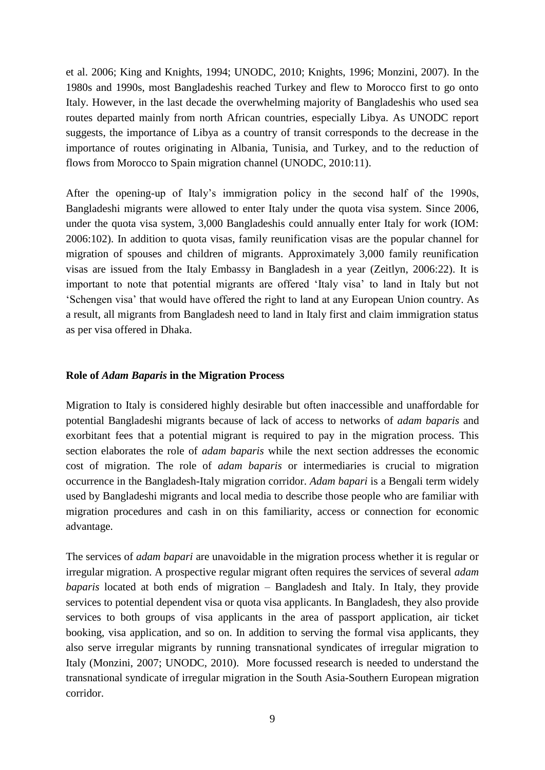et al. 2006; King and Knights, 1994; UNODC, 2010; Knights, 1996; Monzini, 2007). In the 1980s and 1990s, most Bangladeshis reached Turkey and flew to Morocco first to go onto Italy. However, in the last decade the overwhelming majority of Bangladeshis who used sea routes departed mainly from north African countries, especially Libya. As UNODC report suggests, the importance of Libya as a country of transit corresponds to the decrease in the importance of routes originating in Albania, Tunisia, and Turkey, and to the reduction of flows from Morocco to Spain migration channel (UNODC, 2010:11).

After the opening-up of Italy's immigration policy in the second half of the 1990s, Bangladeshi migrants were allowed to enter Italy under the quota visa system. Since 2006, under the quota visa system, 3,000 Bangladeshis could annually enter Italy for work (IOM: 2006:102). In addition to quota visas, family reunification visas are the popular channel for migration of spouses and children of migrants. Approximately 3,000 family reunification visas are issued from the Italy Embassy in Bangladesh in a year (Zeitlyn, 2006:22). It is important to note that potential migrants are offered 'Italy visa' to land in Italy but not 'Schengen visa' that would have offered the right to land at any European Union country. As a result, all migrants from Bangladesh need to land in Italy first and claim immigration status as per visa offered in Dhaka.

## Role of *Adam Baparis* in the Migration Process

Migration to Italy is considered highly desirable but often inaccessible and unaffordable for potential Bangladeshi migrants because of lack of access to networks of *adam baparis* and exorbitant fees that a potential migrant is required to pay in the migration process. This section elaborates the role of *adam baparis* while the next section addresses the economic cost of migration. The role of *adam baparis* or intermediaries is crucial to migration occurrence in the Bangladesh-Italy migration corridor. *Adam bapari* is a Bengali term widely used by Bangladeshi migrants and local media to describe those people who are familiar with migration procedures and cash in on this familiarity, access or connection for economic advantage.

The services of *adam bapari* are unavoidable in the migration process whether it is regular or irregular migration. A prospective regular migrant often requires the services of several *adam baparis* located at both ends of migration – Bangladesh and Italy. In Italy, they provide services to potential dependent visa or quota visa applicants. In Bangladesh, they also provide services to both groups of visa applicants in the area of passport application, air ticket booking, visa application, and so on. In addition to serving the formal visa applicants, they also serve irregular migrants by running transnational syndicates of irregular migration to Italy (Monzini, 2007; UNODC, 2010). More focussed research is needed to understand the transnational syndicate of irregular migration in the South Asia-Southern European migration corridor.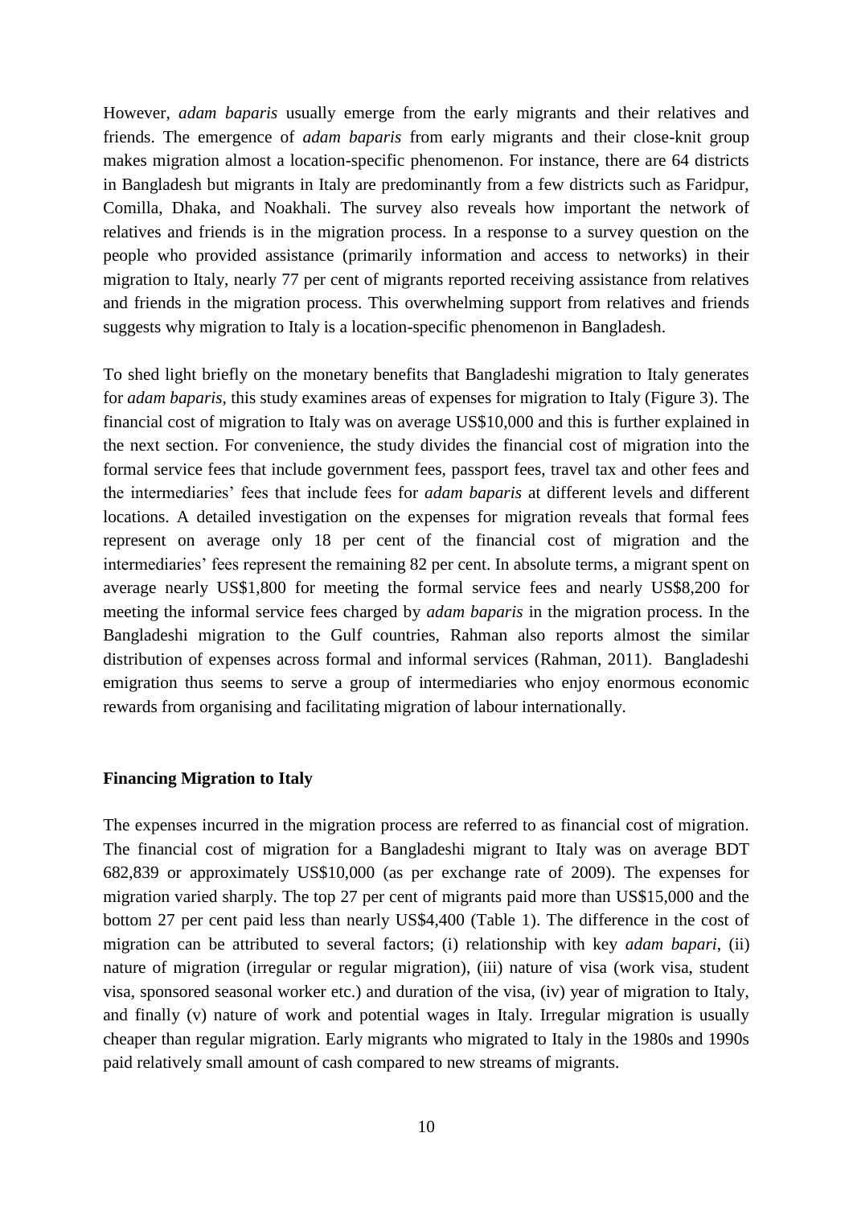However, *adam baparis* usually emerge from the early migrants and their relatives and friends. The emergence of *adam baparis* from early migrants and their close-knit group makes migration almost a location-specific phenomenon. For instance, there are 64 districts in Bangladesh but migrants in Italy are predominantly from a few districts such as Faridpur, Comilla, Dhaka, and Noakhali. The survey also reveals how important the network of relatives and friends is in the migration process. In a response to a survey question on the people who provided assistance (primarily information and access to networks) in their migration to Italy, nearly 77 per cent of migrants reported receiving assistance from relatives and friends in the migration process. This overwhelming support from relatives and friends suggests why migration to Italy is a location-specific phenomenon in Bangladesh.

To shed light briefly on the monetary benefits that Bangladeshi migration to Italy generates for *adam baparis*, this study examines areas of expenses for migration to Italy (Figure 3). The financial cost of migration to Italy was on average US$10,000 and this is further explained in the next section. For convenience, the study divides the financial cost of migration into the formal service fees that include government fees, passport fees, travel tax and other fees and the intermediaries' fees that include fees for *adam baparis* at different levels and different locations. A detailed investigation on the expenses for migration reveals that formal fees represent on average only 18 per cent of the financial cost of migration and the intermediaries' fees represent the remaining 82 per cent. In absolute terms, a migrant spent on average nearly US$1,800 for meeting the formal service fees and nearly US$8,200 for meeting the informal service fees charged by *adam baparis* in the migration process. In the Bangladeshi migration to the Gulf countries, Rahman also reports almost the similar distribution of expenses across formal and informal services (Rahman, 2011). Bangladeshi emigration thus seems to serve a group of intermediaries who enjoy enormous economic rewards from organising and facilitating migration of labour internationally.

**Financing Migration to Italy**

The expenses incurred in the migration process are referred to as financial cost of migration. The financial cost of migration for a Bangladeshi migrant to Italy was on average BDT 682,839 or approximately US$10,000 (as per exchange rate of 2009). The expenses for migration varied sharply. The top 27 per cent of migrants paid more than US$15,000 and the bottom 27 per cent paid less than nearly US$4,400 (Table 1). The difference in the cost of migration can be attributed to several factors; (i) relationship with key *adam bapari*, (ii) nature of migration (irregular or regular migration), (iii) nature of visa (work visa, student visa, sponsored seasonal worker etc.) and duration of the visa, (iv) year of migration to Italy, and finally (v) nature of work and potential wages in Italy. Irregular migration is usually cheaper than regular migration. Early migrants who migrated to Italy in the 1980s and 1990s paid relatively small amount of cash compared to new streams of migrants.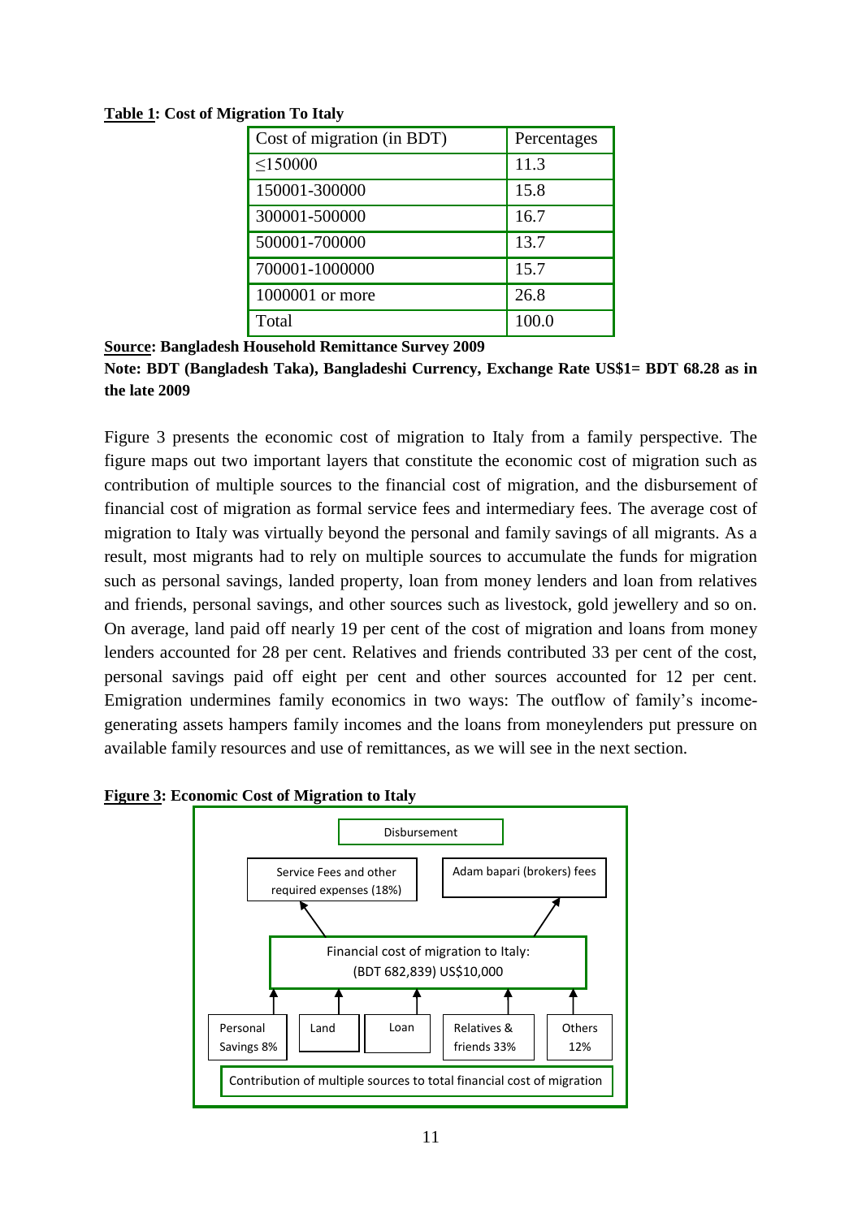**Table 1: Cost of Migration To Italy**

| Cost of migration (in BDT) | Percentages |
|---|---|
| ≤150000 | 11.3 |
| 150001-300000 | 15.8 |
| 300001-500000 | 16.7 |
| 500001-700000 | 13.7 |
| 700001-1000000 | 15.7 |
| 1000001 or more | 26.8 |
| Total | 100.0 |

**Source: Bangladesh Household Remittance Survey 2009**

**Note: BDT (Bangladesh Taka), Bangladeshi Currency, Exchange Rate US$1= BDT 68.28 as in the late 2009**

Figure 3 presents the economic cost of migration to Italy from a family perspective. The figure maps out two important layers that constitute the economic cost of migration such as contribution of multiple sources to the financial cost of migration, and the disbursement of financial cost of migration as formal service fees and intermediary fees. The average cost of migration to Italy was virtually beyond the personal and family savings of all migrants. As a result, most migrants had to rely on multiple sources to accumulate the funds for migration such as personal savings, landed property, loan from money lenders and loan from relatives and friends, personal savings, and other sources such as livestock, gold jewellery and so on. On average, land paid off nearly 19 per cent of the cost of migration and loans from money lenders accounted for 28 per cent. Relatives and friends contributed 33 per cent of the cost, personal savings paid off eight per cent and other sources accounted for 12 per cent. Emigration undermines family economics in two ways: The outflow of family's income-generating assets hampers family incomes and the loans from moneylenders put pressure on available family resources and use of remittances, as we will see in the next section.

**Figure 3: Economic Cost of Migration to Italy**

Disbursement

Service Fees and other required expenses (18%) | Adam bapari (brokers) fees

Financial cost of migration to Italy: (BDT 682,839) US$10,000

Personal Savings 8% | Land | Loan | Relatives & friends 33% | Others 12%

Contribution of multiple sources to total financial cost of migration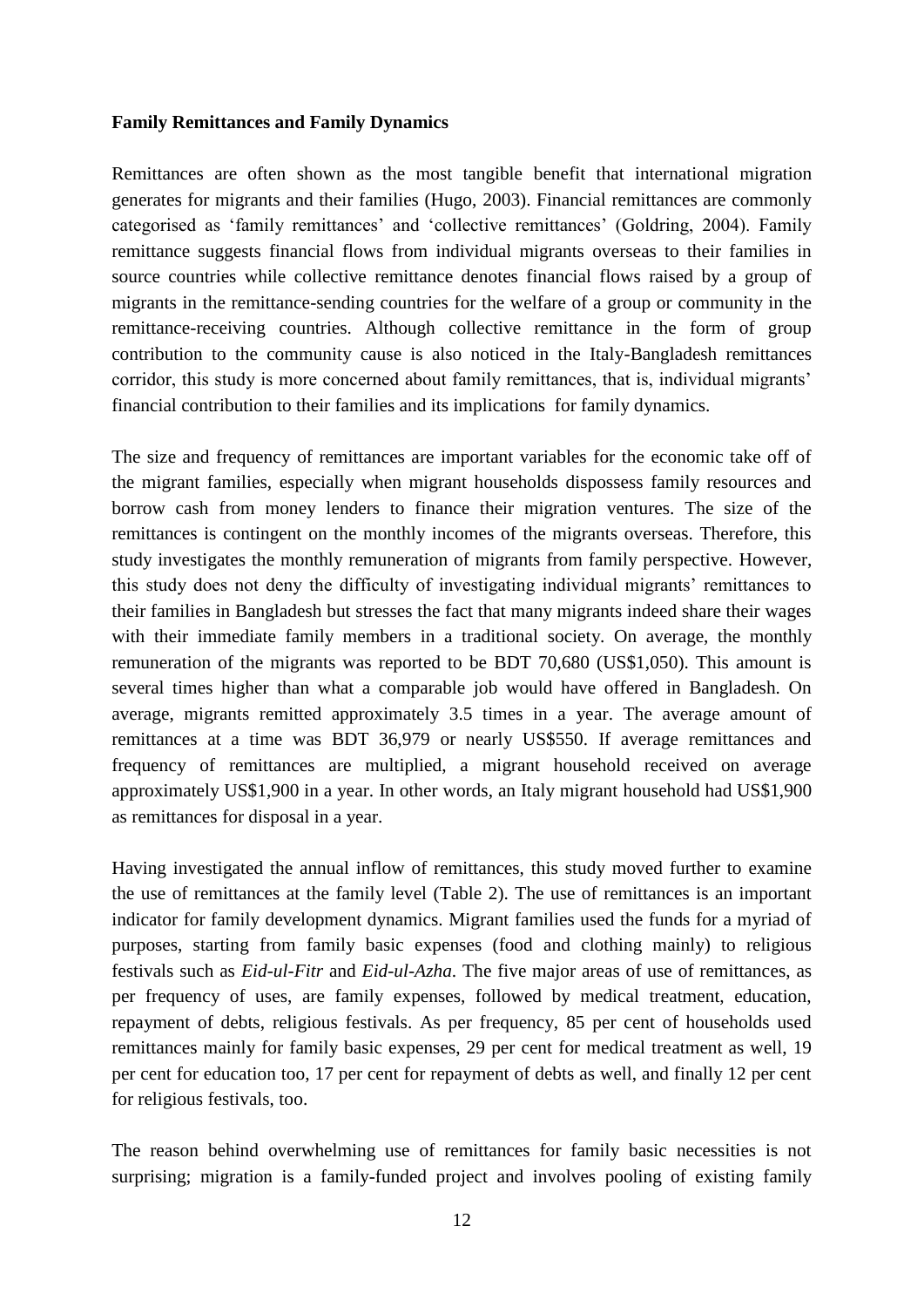**Family Remittances and Family Dynamics**

Remittances are often shown as the most tangible benefit that international migration generates for migrants and their families (Hugo, 2003). Financial remittances are commonly categorised as 'family remittances' and 'collective remittances' (Goldring, 2004). Family remittance suggests financial flows from individual migrants overseas to their families in source countries while collective remittance denotes financial flows raised by a group of migrants in the remittance-sending countries for the welfare of a group or community in the remittance-receiving countries. Although collective remittance in the form of group contribution to the community cause is also noticed in the Italy-Bangladesh remittances corridor, this study is more concerned about family remittances, that is, individual migrants' financial contribution to their families and its implications for family dynamics.

The size and frequency of remittances are important variables for the economic take off of the migrant families, especially when migrant households dispossess family resources and borrow cash from money lenders to finance their migration ventures. The size of the remittances is contingent on the monthly incomes of the migrants overseas. Therefore, this study investigates the monthly remuneration of migrants from family perspective. However, this study does not deny the difficulty of investigating individual migrants' remittances to their families in Bangladesh but stresses the fact that many migrants indeed share their wages with their immediate family members in a traditional society. On average, the monthly remuneration of the migrants was reported to be BDT 70,680 (US$1,050). This amount is several times higher than what a comparable job would have offered in Bangladesh. On average, migrants remitted approximately 3.5 times in a year. The average amount of remittances at a time was BDT 36,979 or nearly US$550. If average remittances and frequency of remittances are multiplied, a migrant household received on average approximately US$1,900 in a year. In other words, an Italy migrant household had US$1,900 as remittances for disposal in a year.

Having investigated the annual inflow of remittances, this study moved further to examine the use of remittances at the family level (Table 2). The use of remittances is an important indicator for family development dynamics. Migrant families used the funds for a myriad of purposes, starting from family basic expenses (food and clothing mainly) to religious festivals such as *Eid-ul-Fitr* and *Eid-ul-Azha*. The five major areas of use of remittances, as per frequency of uses, are family expenses, followed by medical treatment, education, repayment of debts, religious festivals. As per frequency, 85 per cent of households used remittances mainly for family basic expenses, 29 per cent for medical treatment as well, 19 per cent for education too, 17 per cent for repayment of debts as well, and finally 12 per cent for religious festivals, too.

The reason behind overwhelming use of remittances for family basic necessities is not surprising; migration is a family-funded project and involves pooling of existing family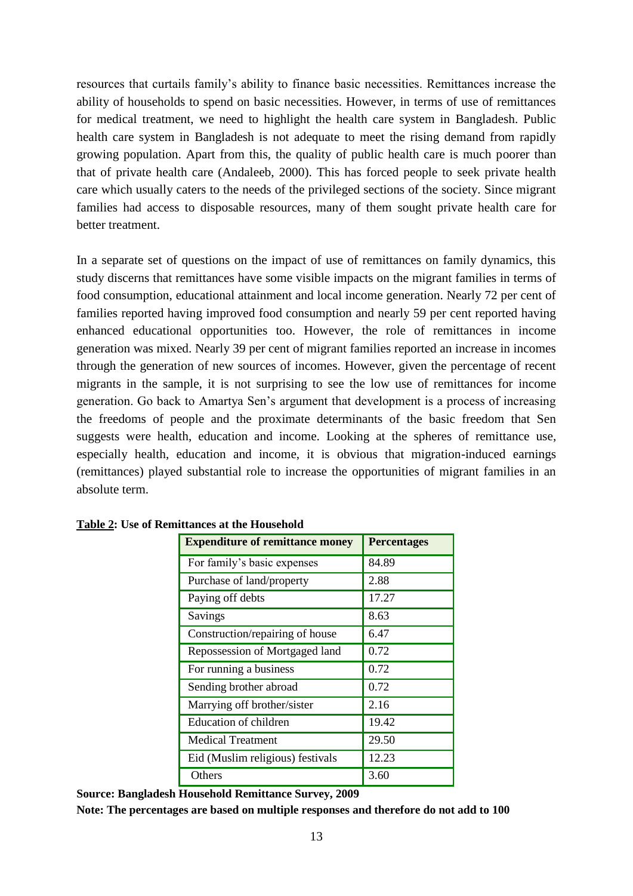resources that curtails family's ability to finance basic necessities. Remittances increase the ability of households to spend on basic necessities. However, in terms of use of remittances for medical treatment, we need to highlight the health care system in Bangladesh. Public health care system in Bangladesh is not adequate to meet the rising demand from rapidly growing population. Apart from this, the quality of public health care is much poorer than that of private health care (Andaleeb, 2000). This has forced people to seek private health care which usually caters to the needs of the privileged sections of the society. Since migrant families had access to disposable resources, many of them sought private health care for better treatment.

In a separate set of questions on the impact of use of remittances on family dynamics, this study discerns that remittances have some visible impacts on the migrant families in terms of food consumption, educational attainment and local income generation. Nearly 72 per cent of families reported having improved food consumption and nearly 59 per cent reported having enhanced educational opportunities too. However, the role of remittances in income generation was mixed. Nearly 39 per cent of migrant families reported an increase in incomes through the generation of new sources of incomes. However, given the percentage of recent migrants in the sample, it is not surprising to see the low use of remittances for income generation. Go back to Amartya Sen's argument that development is a process of increasing the freedoms of people and the proximate determinants of the basic freedom that Sen suggests were health, education and income. Looking at the spheres of remittance use, especially health, education and income, it is obvious that migration-induced earnings (remittances) played substantial role to increase the opportunities of migrant families in an absolute term.

**Table 2: Use of Remittances at the Household**

| Expenditure of remittance money | Percentages |
|---|---|
| For family's basic expenses | 84.89 |
| Purchase of land/property | 2.88 |
| Paying off debts | 17.27 |
| Savings | 8.63 |
| Construction/repairing of house | 6.47 |
| Repossession of Mortgaged land | 0.72 |
| For running a business | 0.72 |
| Sending brother abroad | 0.72 |
| Marrying off brother/sister | 2.16 |
| Education of children | 19.42 |
| Medical Treatment | 29.50 |
| Eid (Muslim religious) festivals | 12.23 |
| Others | 3.60 |

**Source: Bangladesh Household Remittance Survey, 2009**

**Note: The percentages are based on multiple responses and therefore do not add to 100**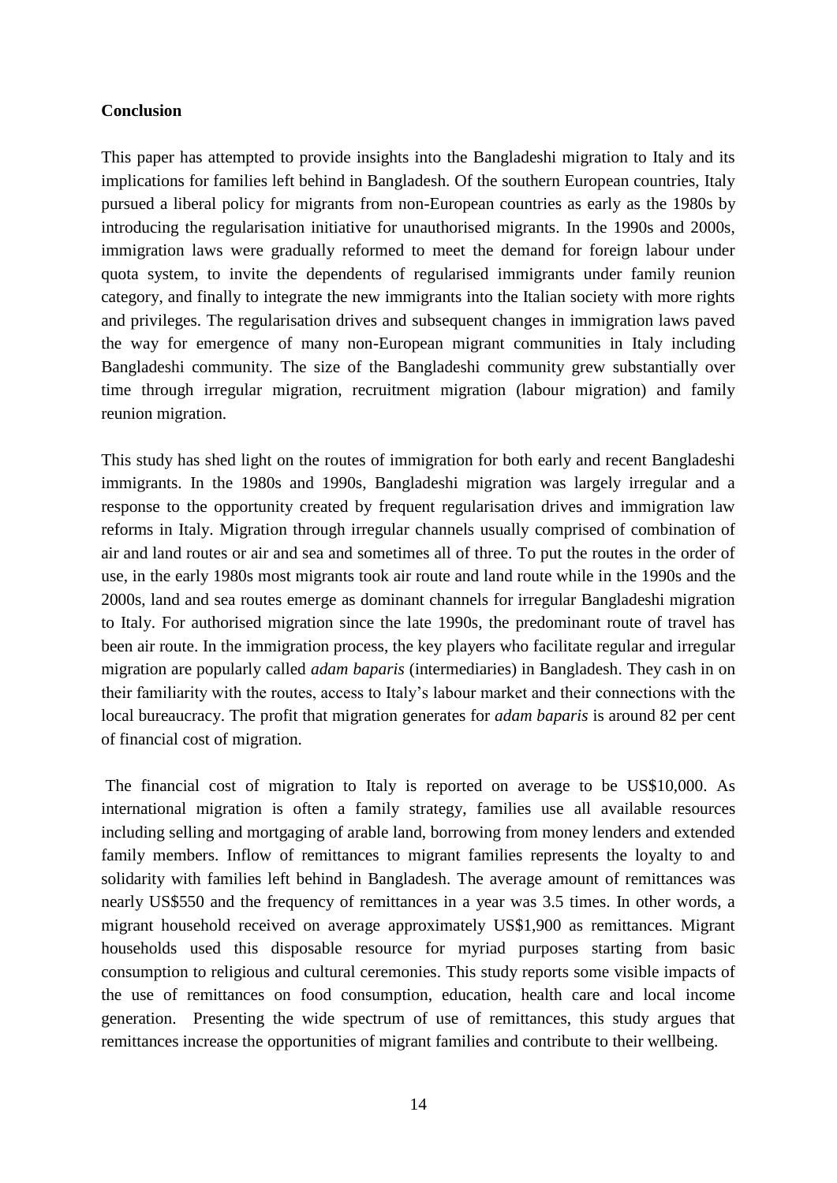**Conclusion**

This paper has attempted to provide insights into the Bangladeshi migration to Italy and its implications for families left behind in Bangladesh. Of the southern European countries, Italy pursued a liberal policy for migrants from non-European countries as early as the 1980s by introducing the regularisation initiative for unauthorised migrants. In the 1990s and 2000s, immigration laws were gradually reformed to meet the demand for foreign labour under quota system, to invite the dependents of regularised immigrants under family reunion category, and finally to integrate the new immigrants into the Italian society with more rights and privileges. The regularisation drives and subsequent changes in immigration laws paved the way for emergence of many non-European migrant communities in Italy including Bangladeshi community. The size of the Bangladeshi community grew substantially over time through irregular migration, recruitment migration (labour migration) and family reunion migration.

This study has shed light on the routes of immigration for both early and recent Bangladeshi immigrants. In the 1980s and 1990s, Bangladeshi migration was largely irregular and a response to the opportunity created by frequent regularisation drives and immigration law reforms in Italy. Migration through irregular channels usually comprised of combination of air and land routes or air and sea and sometimes all of three. To put the routes in the order of use, in the early 1980s most migrants took air route and land route while in the 1990s and the 2000s, land and sea routes emerge as dominant channels for irregular Bangladeshi migration to Italy. For authorised migration since the late 1990s, the predominant route of travel has been air route. In the immigration process, the key players who facilitate regular and irregular migration are popularly called *adam baparis* (intermediaries) in Bangladesh. They cash in on their familiarity with the routes, access to Italy's labour market and their connections with the local bureaucracy. The profit that migration generates for *adam baparis* is around 82 per cent of financial cost of migration.

The financial cost of migration to Italy is reported on average to be US$10,000. As international migration is often a family strategy, families use all available resources including selling and mortgaging of arable land, borrowing from money lenders and extended family members. Inflow of remittances to migrant families represents the loyalty to and solidarity with families left behind in Bangladesh. The average amount of remittances was nearly US$550 and the frequency of remittances in a year was 3.5 times. In other words, a migrant household received on average approximately US$1,900 as remittances. Migrant households used this disposable resource for myriad purposes starting from basic consumption to religious and cultural ceremonies. This study reports some visible impacts of the use of remittances on food consumption, education, health care and local income generation. Presenting the wide spectrum of use of remittances, this study argues that remittances increase the opportunities of migrant families and contribute to their wellbeing.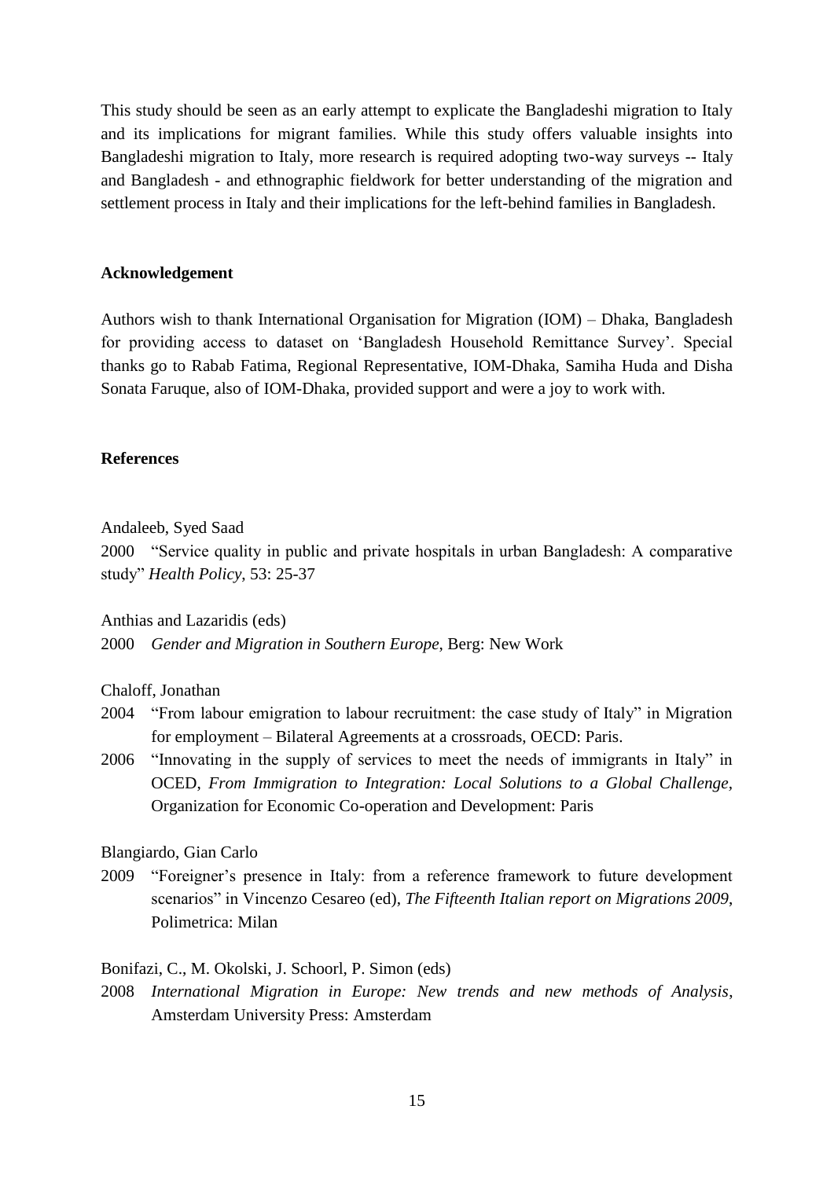This study should be seen as an early attempt to explicate the Bangladeshi migration to Italy and its implications for migrant families. While this study offers valuable insights into Bangladeshi migration to Italy, more research is required adopting two-way surveys -- Italy and Bangladesh - and ethnographic fieldwork for better understanding of the migration and settlement process in Italy and their implications for the left-behind families in Bangladesh.

## Acknowledgement

Authors wish to thank International Organisation for Migration (IOM) – Dhaka, Bangladesh for providing access to dataset on 'Bangladesh Household Remittance Survey'. Special thanks go to Rabab Fatima, Regional Representative, IOM-Dhaka, Samiha Huda and Disha Sonata Faruque, also of IOM-Dhaka, provided support and were a joy to work with.

## References

Andaleeb, Syed Saad

2000 "Service quality in public and private hospitals in urban Bangladesh: A comparative study" *Health Policy*, 53: 25-37

Anthias and Lazaridis (eds)

2000 *Gender and Migration in Southern Europe*, Berg: New Work

Chaloff, Jonathan

2004 "From labour emigration to labour recruitment: the case study of Italy" in Migration for employment – Bilateral Agreements at a crossroads, OECD: Paris.

2006 "Innovating in the supply of services to meet the needs of immigrants in Italy" in OCED, *From Immigration to Integration: Local Solutions to a Global Challenge*, Organization for Economic Co-operation and Development: Paris

Blangiardo, Gian Carlo

2009 "Foreigner's presence in Italy: from a reference framework to future development scenarios" in Vincenzo Cesareo (ed), *The Fifteenth Italian report on Migrations 2009*, Polimetrica: Milan

Bonifazi, C., M. Okolski, J. Schoorl, P. Simon (eds)

2008 *International Migration in Europe: New trends and new methods of Analysis*, Amsterdam University Press: Amsterdam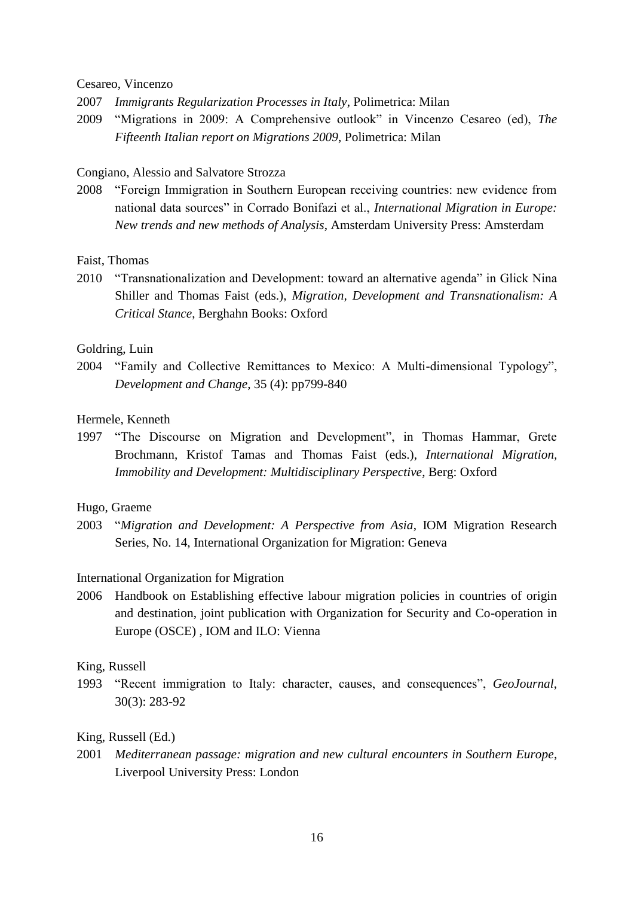Cesareo, Vincenzo

2007 *Immigrants Regularization Processes in Italy*, Polimetrica: Milan

2009 "Migrations in 2009: A Comprehensive outlook" in Vincenzo Cesareo (ed), *The Fifteenth Italian report on Migrations 2009*, Polimetrica: Milan

Congiano, Alessio and Salvatore Strozza

2008 "Foreign Immigration in Southern European receiving countries: new evidence from national data sources" in Corrado Bonifazi et al., *International Migration in Europe: New trends and new methods of Analysis*, Amsterdam University Press: Amsterdam

Faist, Thomas

2010 "Transnationalization and Development: toward an alternative agenda" in Glick Nina Shiller and Thomas Faist (eds.), *Migration, Development and Transnationalism: A Critical Stance*, Berghahn Books: Oxford

Goldring, Luin

2004 "Family and Collective Remittances to Mexico: A Multi-dimensional Typology", *Development and Change*, 35 (4): pp799-840

Hermele, Kenneth

1997 "The Discourse on Migration and Development", in Thomas Hammar, Grete Brochmann, Kristof Tamas and Thomas Faist (eds.), *International Migration, Immobility and Development: Multidisciplinary Perspective*, Berg: Oxford

Hugo, Graeme

2003 "*Migration and Development: A Perspective from Asia*, IOM Migration Research Series, No. 14, International Organization for Migration: Geneva

International Organization for Migration

2006 Handbook on Establishing effective labour migration policies in countries of origin and destination, joint publication with Organization for Security and Co-operation in Europe (OSCE) , IOM and ILO: Vienna

King, Russell

1993 "Recent immigration to Italy: character, causes, and consequences", *GeoJournal*, 30(3): 283-92

King, Russell (Ed.)

2001 *Mediterranean passage: migration and new cultural encounters in Southern Europe*, Liverpool University Press: London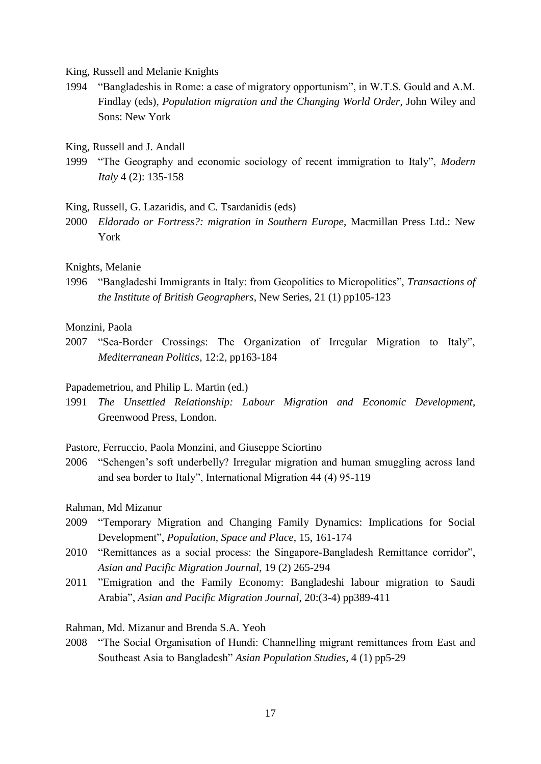King, Russell and Melanie Knights

1994 "Bangladeshis in Rome: a case of migratory opportunism", in W.T.S. Gould and A.M. Findlay (eds), *Population migration and the Changing World Order*, John Wiley and Sons: New York

King, Russell and J. Andall

1999 "The Geography and economic sociology of recent immigration to Italy", *Modern Italy* 4 (2): 135-158

King, Russell, G. Lazaridis, and C. Tsardanidis (eds)

2000 *Eldorado or Fortress?: migration in Southern Europe*, Macmillan Press Ltd.: New York

Knights, Melanie

1996 "Bangladeshi Immigrants in Italy: from Geopolitics to Micropolitics", *Transactions of the Institute of British Geographers*, New Series, 21 (1) pp105-123

Monzini, Paola

2007 "Sea-Border Crossings: The Organization of Irregular Migration to Italy", *Mediterranean Politics*, 12:2, pp163-184

Papademetriou, and Philip L. Martin (ed.)

1991 *The Unsettled Relationship: Labour Migration and Economic Development*, Greenwood Press, London.

Pastore, Ferruccio, Paola Monzini, and Giuseppe Sciortino

2006 "Schengen's soft underbelly? Irregular migration and human smuggling across land and sea border to Italy", International Migration 44 (4) 95-119

Rahman, Md Mizanur

2009 "Temporary Migration and Changing Family Dynamics: Implications for Social Development", *Population, Space and Place*, 15, 161-174

2010 "Remittances as a social process: the Singapore-Bangladesh Remittance corridor", *Asian and Pacific Migration Journal*, 19 (2) 265-294

2011 "Emigration and the Family Economy: Bangladeshi labour migration to Saudi Arabia", *Asian and Pacific Migration Journal*, 20:(3-4) pp389-411

Rahman, Md. Mizanur and Brenda S.A. Yeoh

2008 "The Social Organisation of Hundi: Channelling migrant remittances from East and Southeast Asia to Bangladesh" *Asian Population Studies*, 4 (1) pp5-29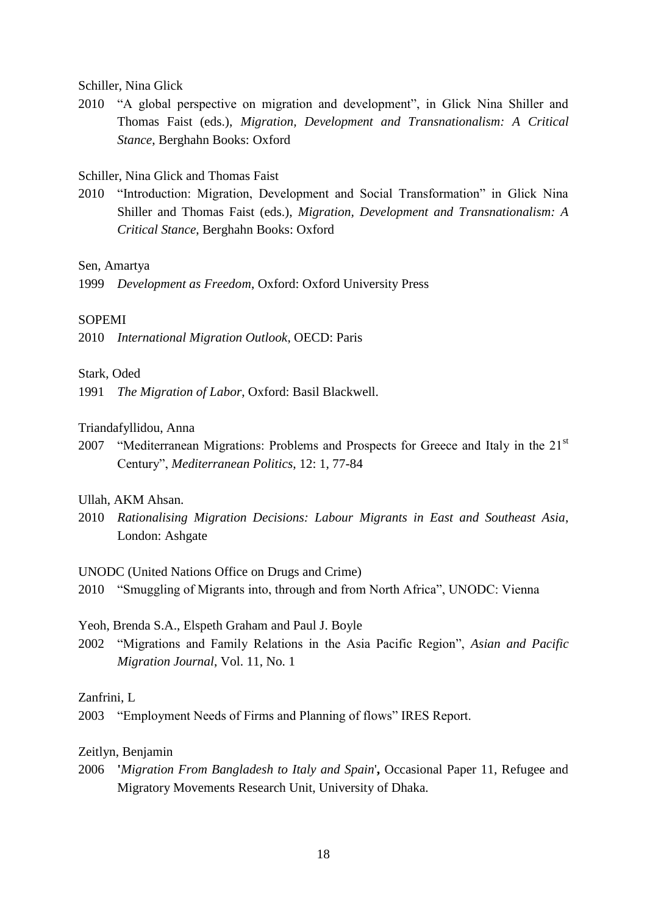Schiller, Nina Glick

2010 "A global perspective on migration and development", in Glick Nina Shiller and Thomas Faist (eds.), *Migration, Development and Transnationalism: A Critical Stance,* Berghahn Books: Oxford

Schiller, Nina Glick and Thomas Faist

2010 "Introduction: Migration, Development and Social Transformation" in Glick Nina Shiller and Thomas Faist (eds.), *Migration, Development and Transnationalism: A Critical Stance,* Berghahn Books: Oxford

Sen, Amartya

1999 *Development as Freedom*, Oxford: Oxford University Press

SOPEMI

2010 *International Migration Outlook*, OECD: Paris

Stark, Oded

1991 *The Migration of Labor*, Oxford: Basil Blackwell.

Triandafyllidou, Anna

2007 "Mediterranean Migrations: Problems and Prospects for Greece and Italy in the 21st Century", *Mediterranean Politics*, 12: 1, 77-84

Ullah, AKM Ahsan.

2010 *Rationalising Migration Decisions: Labour Migrants in East and Southeast Asia*, London: Ashgate

UNODC (United Nations Office on Drugs and Crime)

2010 "Smuggling of Migrants into, through and from North Africa", UNODC: Vienna

Yeoh, Brenda S.A., Elspeth Graham and Paul J. Boyle

2002 "Migrations and Family Relations in the Asia Pacific Region", *Asian and Pacific Migration Journal*, Vol. 11, No. 1

Zanfrini, L

2003 "Employment Needs of Firms and Planning of flows" IRES Report.

Zeitlyn, Benjamin

2006 '*Migration From Bangladesh to Italy and Spain*'**,** Occasional Paper 11, Refugee and Migratory Movements Research Unit, University of Dhaka.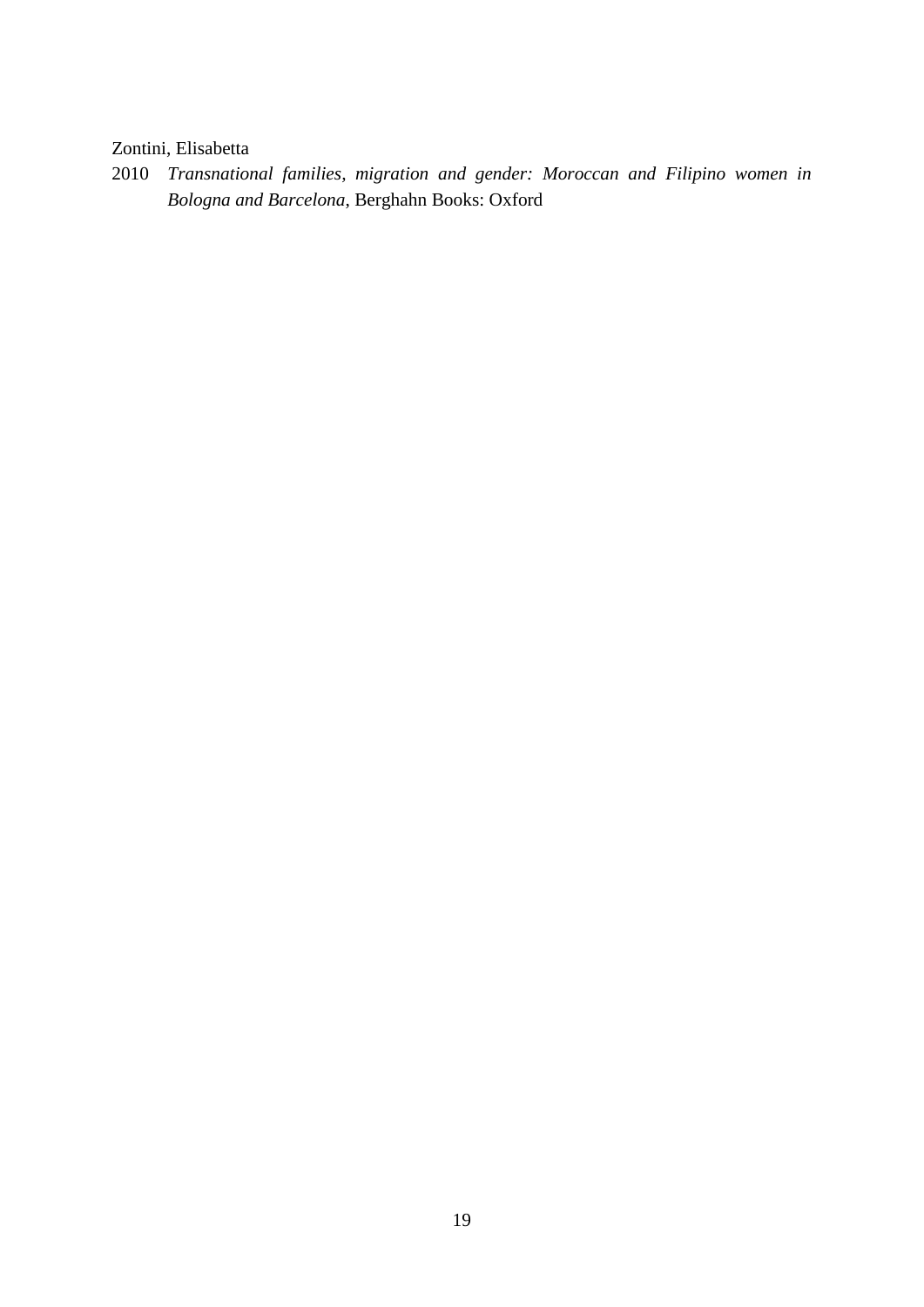Zontini, Elisabetta

2010 *Transnational families, migration and gender: Moroccan and Filipino women in Bologna and Barcelona*, Berghahn Books: Oxford